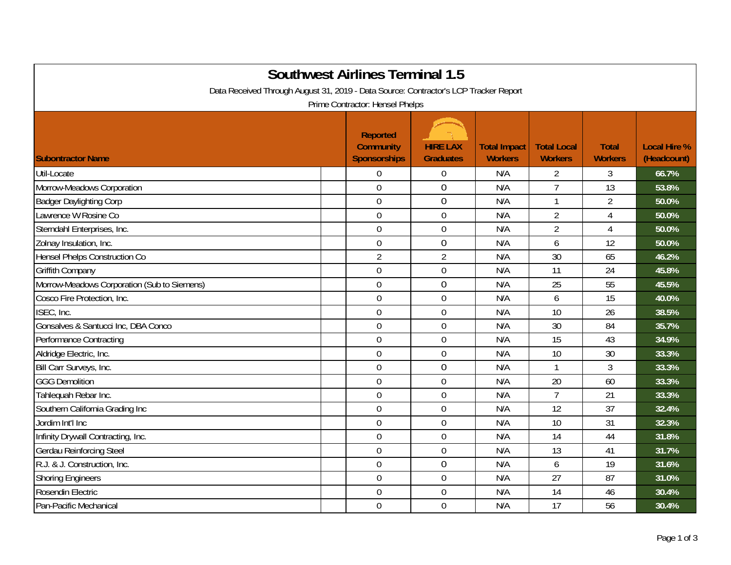# Southwest Airlines Terminal 1.5

Data Received Through August 31, 2019 - Data Source: Contractor's LCP Tracker Report

Prime Contractor: Hensel Phelps

| Subontractor Name | Reported Community Sponsorships | HIRE LAX Graduates | Total Impact Workers | Total Local Workers | Total Workers | Local Hire % (Headcount) |
|---|---|---|---|---|---|---|
| Util-Locate | 0 | 0 | N/A | 2 | 3 | 66.7% |
| Morrow-Meadows Corporation | 0 | 0 | N/A | 7 | 13 | 53.8% |
| Badger Daylighting Corp | 0 | 0 | N/A | 1 | 2 | 50.0% |
| Lawrence W Rosine Co | 0 | 0 | N/A | 2 | 4 | 50.0% |
| Sterndahl Enterprises, Inc. | 0 | 0 | N/A | 2 | 4 | 50.0% |
| Zolnay Insulation, Inc. | 0 | 0 | N/A | 6 | 12 | 50.0% |
| Hensel Phelps Construction Co | 2 | 2 | N/A | 30 | 65 | 46.2% |
| Griffith Company | 0 | 0 | N/A | 11 | 24 | 45.8% |
| Morrow-Meadows Corporation (Sub to Siemens) | 0 | 0 | N/A | 25 | 55 | 45.5% |
| Cosco Fire Protection, Inc. | 0 | 0 | N/A | 6 | 15 | 40.0% |
| ISEC, Inc. | 0 | 0 | N/A | 10 | 26 | 38.5% |
| Gonsalves & Santucci Inc, DBA Conco | 0 | 0 | N/A | 30 | 84 | 35.7% |
| Performance Contracting | 0 | 0 | N/A | 15 | 43 | 34.9% |
| Aldridge Electric, Inc. | 0 | 0 | N/A | 10 | 30 | 33.3% |
| Bill Carr Surveys, Inc. | 0 | 0 | N/A | 1 | 3 | 33.3% |
| GGG Demolition | 0 | 0 | N/A | 20 | 60 | 33.3% |
| Tahlequah Rebar Inc. | 0 | 0 | N/A | 7 | 21 | 33.3% |
| Southern California Grading Inc | 0 | 0 | N/A | 12 | 37 | 32.4% |
| Jordim Int'l Inc | 0 | 0 | N/A | 10 | 31 | 32.3% |
| Infinity Drywall Contracting, Inc. | 0 | 0 | N/A | 14 | 44 | 31.8% |
| Gerdau Reinforcing Steel | 0 | 0 | N/A | 13 | 41 | 31.7% |
| R.J. & J. Construction, Inc. | 0 | 0 | N/A | 6 | 19 | 31.6% |
| Shoring Engineers | 0 | 0 | N/A | 27 | 87 | 31.0% |
| Rosendin Electric | 0 | 0 | N/A | 14 | 46 | 30.4% |
| Pan-Pacific Mechanical | 0 | 0 | N/A | 17 | 56 | 30.4% |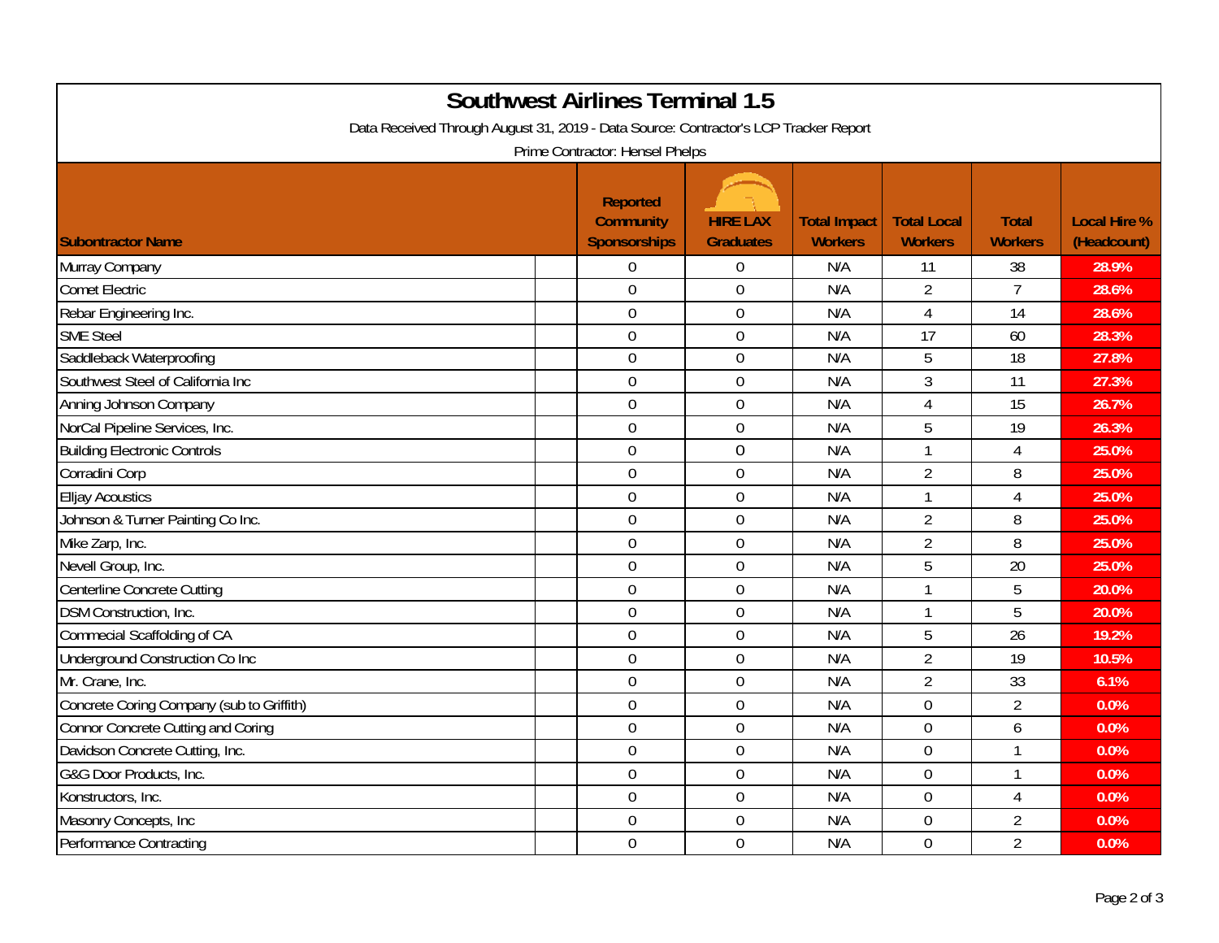# Southwest Airlines Terminal 1.5

Data Received Through August 31, 2019 - Data Source: Contractor's LCP Tracker Report

Prime Contractor: Hensel Phelps

| Subontractor Name | Reported Community Sponsorships | HIRE LAX Graduates | Total Impact Workers | Total Local Workers | Total Workers | Local Hire % (Headcount) |
|---|---|---|---|---|---|---|
| Murray Company | 0 | 0 | N/A | 11 | 38 | 28.9% |
| Comet Electric | 0 | 0 | N/A | 2 | 7 | 28.6% |
| Rebar Engineering Inc. | 0 | 0 | N/A | 4 | 14 | 28.6% |
| SME Steel | 0 | 0 | N/A | 17 | 60 | 28.3% |
| Saddleback Waterproofing | 0 | 0 | N/A | 5 | 18 | 27.8% |
| Southwest Steel of California Inc | 0 | 0 | N/A | 3 | 11 | 27.3% |
| Anning Johnson Company | 0 | 0 | N/A | 4 | 15 | 26.7% |
| NorCal Pipeline Services, Inc. | 0 | 0 | N/A | 5 | 19 | 26.3% |
| Building Electronic Controls | 0 | 0 | N/A | 1 | 4 | 25.0% |
| Corradini Corp | 0 | 0 | N/A | 2 | 8 | 25.0% |
| Elljay Acoustics | 0 | 0 | N/A | 1 | 4 | 25.0% |
| Johnson & Turner Painting Co Inc. | 0 | 0 | N/A | 2 | 8 | 25.0% |
| Mike Zarp, Inc. | 0 | 0 | N/A | 2 | 8 | 25.0% |
| Nevell Group, Inc. | 0 | 0 | N/A | 5 | 20 | 25.0% |
| Centerline Concrete Cutting | 0 | 0 | N/A | 1 | 5 | 20.0% |
| DSM Construction, Inc. | 0 | 0 | N/A | 1 | 5 | 20.0% |
| Commecial Scaffolding of CA | 0 | 0 | N/A | 5 | 26 | 19.2% |
| Underground Construction Co Inc | 0 | 0 | N/A | 2 | 19 | 10.5% |
| Mr. Crane, Inc. | 0 | 0 | N/A | 2 | 33 | 6.1% |
| Concrete Coring Company (sub to Griffith) | 0 | 0 | N/A | 0 | 2 | 0.0% |
| Connor Concrete Cutting and Coring | 0 | 0 | N/A | 0 | 6 | 0.0% |
| Davidson Concrete Cutting, Inc. | 0 | 0 | N/A | 0 | 1 | 0.0% |
| G&G Door Products, Inc. | 0 | 0 | N/A | 0 | 1 | 0.0% |
| Konstructors, Inc. | 0 | 0 | N/A | 0 | 4 | 0.0% |
| Masonry Concepts, Inc | 0 | 0 | N/A | 0 | 2 | 0.0% |
| Performance Contracting | 0 | 0 | N/A | 0 | 2 | 0.0% |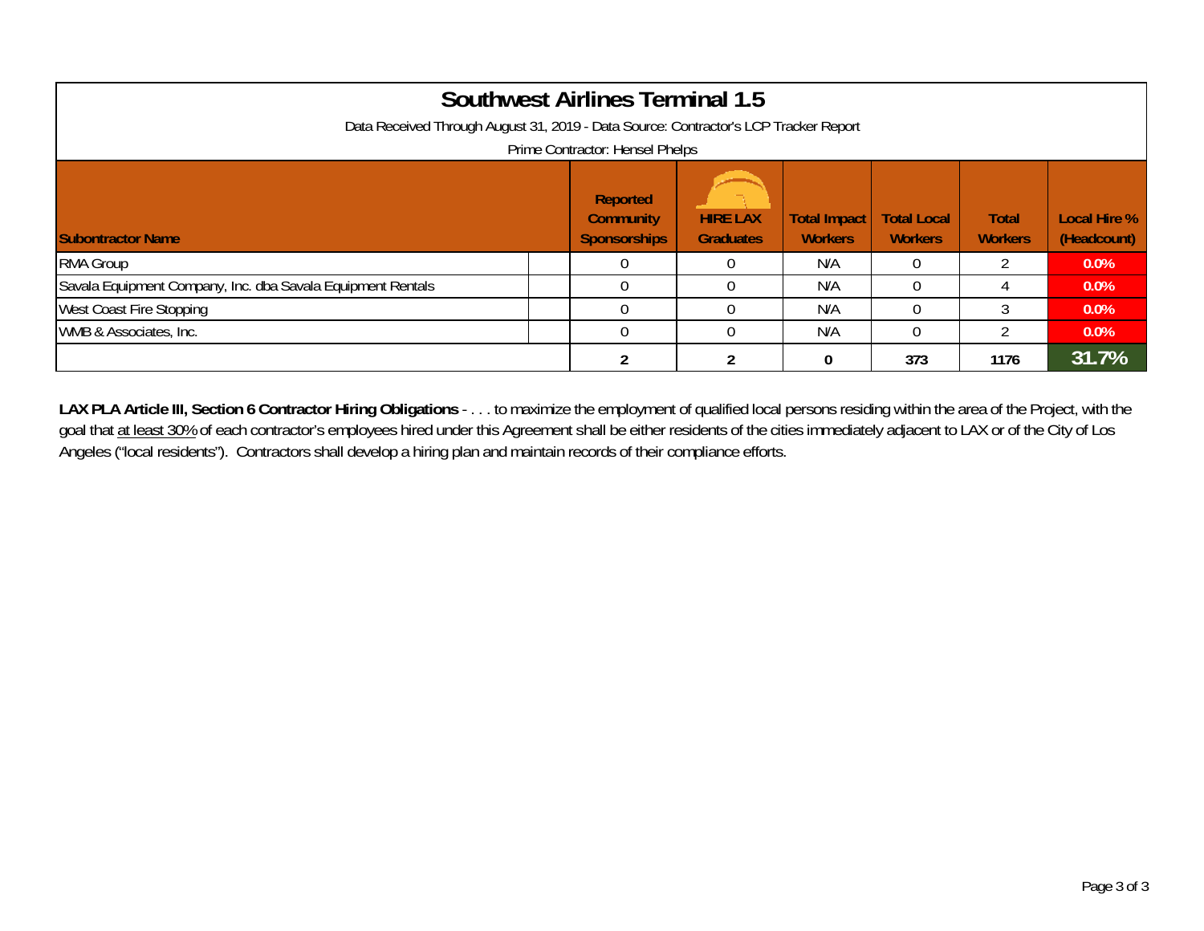# Southwest Airlines Terminal 1.5

Data Received Through August 31, 2019 - Data Source: Contractor's LCP Tracker Report

Prime Contractor: Hensel Phelps

| Subontractor Name | | Reported Community Sponsorships | HIRE LAX Graduates | Total Impact Workers | Total Local Workers | Total Workers | Local Hire % (Headcount) |
|---|---|---|---|---|---|---|---|
| RMA Group | | 0 | 0 | N/A | 0 | 2 | 0.0% |
| Savala Equipment Company, Inc. dba Savala Equipment Rentals | | 0 | 0 | N/A | 0 | 4 | 0.0% |
| West Coast Fire Stopping | | 0 | 0 | N/A | 0 | 3 | 0.0% |
| WMB & Associates, Inc. | | 0 | 0 | N/A | 0 | 2 | 0.0% |
| | | **2** | **2** | **0** | **373** | **1176** | **31.7%** |

**LAX PLA Article III, Section 6 Contractor Hiring Obligations** - . . . to maximize the employment of qualified local persons residing within the area of the Project, with the goal that at least 30% of each contractor's employees hired under this Agreement shall be either residents of the cities immediately adjacent to LAX or of the City of Los Angeles ("local residents"). Contractors shall develop a hiring plan and maintain records of their compliance efforts.